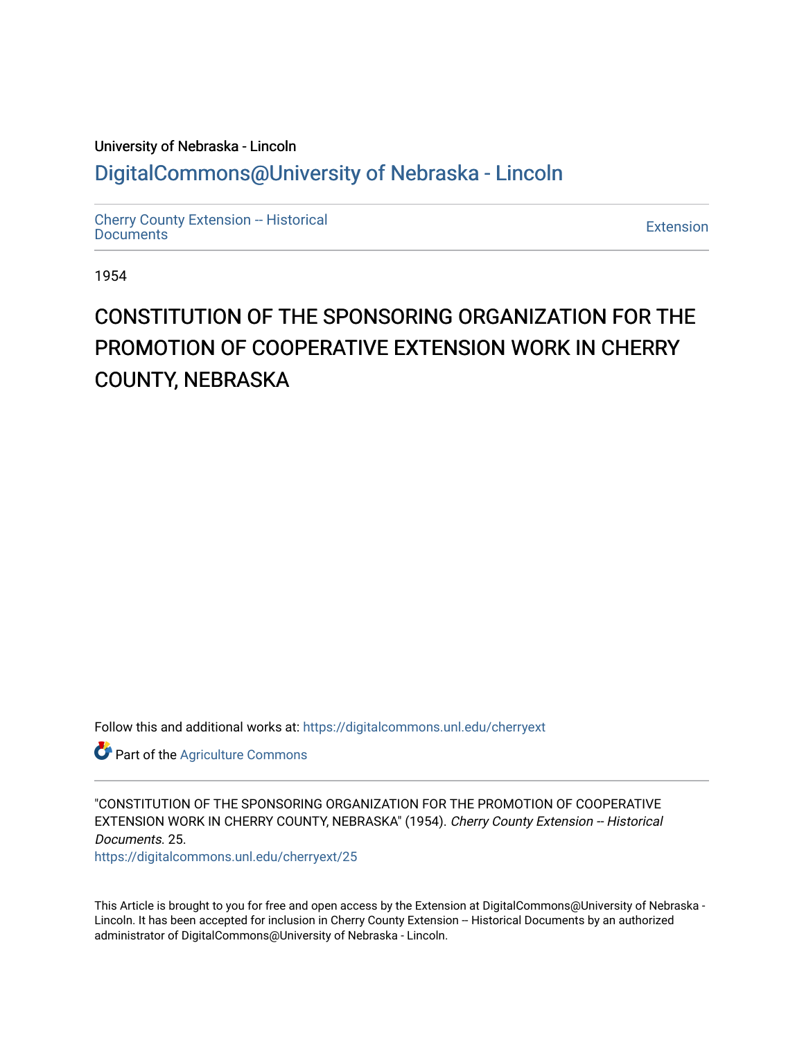University of Nebraska - Lincoln

## DigitalCommons@University of Nebraska - Lincoln

Cherry County Extension -- Historical Documents

Extension

1954

# CONSTITUTION OF THE SPONSORING ORGANIZATION FOR THE PROMOTION OF COOPERATIVE EXTENSION WORK IN CHERRY COUNTY, NEBRASKA

Follow this and additional works at: https://digitalcommons.unl.edu/cherryext

Part of the Agriculture Commons

"CONSTITUTION OF THE SPONSORING ORGANIZATION FOR THE PROMOTION OF COOPERATIVE EXTENSION WORK IN CHERRY COUNTY, NEBRASKA" (1954). *Cherry County Extension -- Historical Documents*. 25.
https://digitalcommons.unl.edu/cherryext/25

This Article is brought to you for free and open access by the Extension at DigitalCommons@University of Nebraska - Lincoln. It has been accepted for inclusion in Cherry County Extension -- Historical Documents by an authorized administrator of DigitalCommons@University of Nebraska - Lincoln.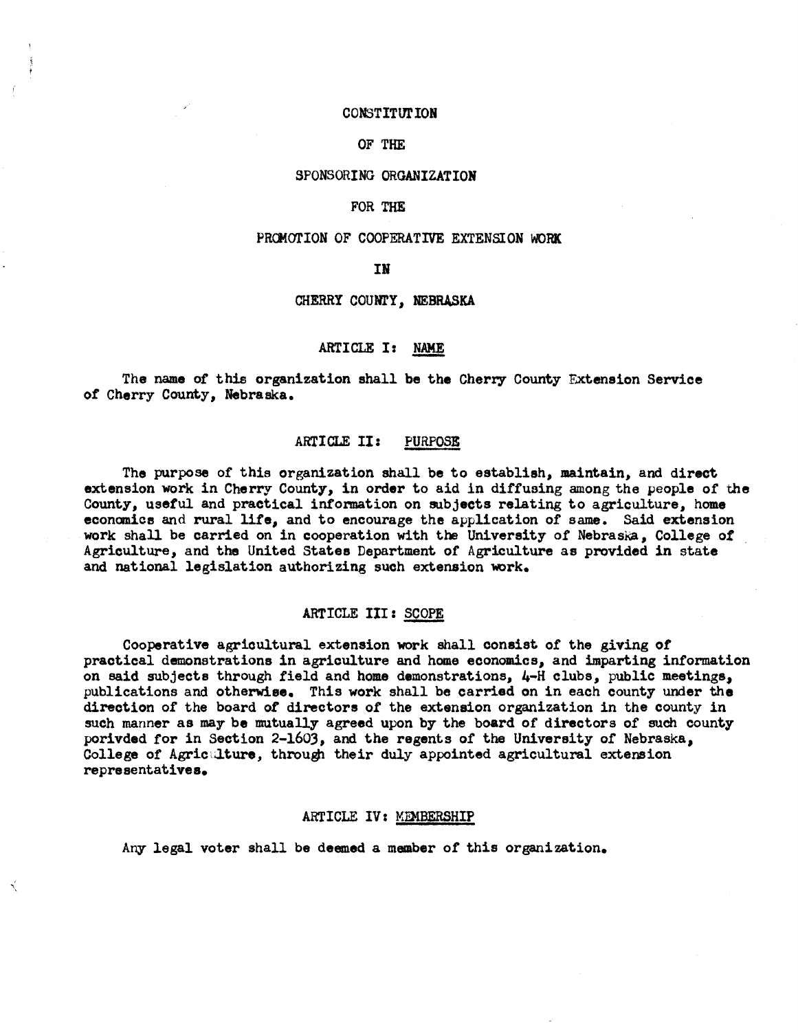# CONSTITUTION

# OF THE

# SPONSORING ORGANIZATION

# FOR THE

# PROMOTION OF COOPERATIVE EXTENSION WORK

# IN

# CHERRY COUNTY, NEBRASKA

## ARTICLE I: NAME

The name of this organization shall be the Cherry County Extension Service of Cherry County, Nebraska.

## ARTICLE II: PURPOSE

The purpose of this organization shall be to establish, maintain, and direct extension work in Cherry County, in order to aid in diffusing among the people of the County, useful and practical information on subjects relating to agriculture, home economics and rural life, and to encourage the application of same. Said extension work shall be carried on in cooperation with the University of Nebraska, College of Agriculture, and the United States Department of Agriculture as provided in state and national legislation authorizing such extension work.

## ARTICLE III: SCOPE

Cooperative agricultural extension work shall consist of the giving of practical demonstrations in agriculture and home economics, and imparting information on said subjects through field and home demonstrations, 4-H clubs, public meetings, publications and otherwise. This work shall be carried on in each county under the direction of the board of directors of the extension organization in the county in such manner as may be mutually agreed upon by the board of directors of such county porivded for in Section 2-1603, and the regents of the University of Nebraska, College of Agriculture, through their duly appointed agricultural extension representatives.

## ARTICLE IV: MEMBERSHIP

Any legal voter shall be deemed a member of this organization.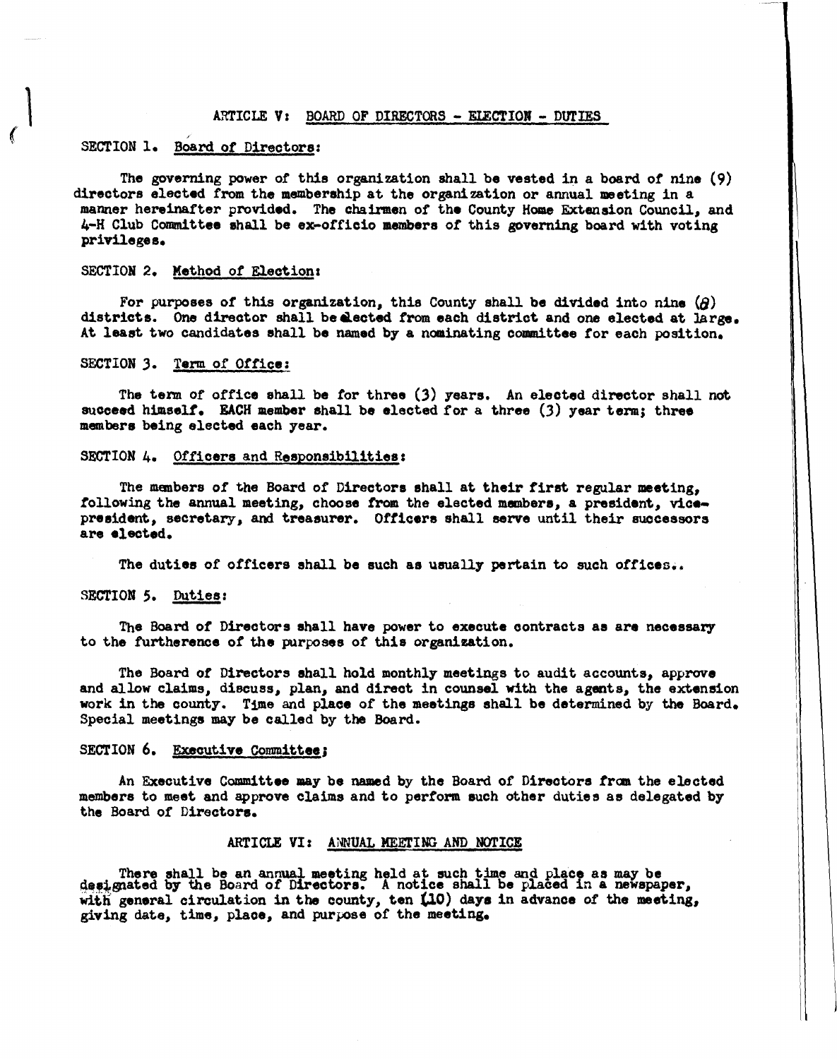## ARTICLE V: BOARD OF DIRECTORS - ELECTION - DUTIES

### SECTION 1. Board of Directors:

The governing power of this organization shall be vested in a board of nine (9) directors elected from the membership at the organization or annual meeting in a manner hereinafter provided. The chairmen of the County Home Extension Council, and 4-H Club Committee shall be ex-officio members of this governing board with voting privileges.

### SECTION 2. Method of Election:

For purposes of this organization, this County shall be divided into nine (8) districts. One director shall be elected from each district and one elected at large. At least two candidates shall be named by a nominating committee for each position.

### SECTION 3. Term of Office:

The term of office shall be for three (3) years. An elected director shall not succeed himself. EACH member shall be elected for a three (3) year term; three members being elected each year.

### SECTION 4. Officers and Responsibilities:

The members of the Board of Directors shall at their first regular meeting, following the annual meeting, choose from the elected members, a president, vice-president, secretary, and treasurer. Officers shall serve until their successors are elected.

The duties of officers shall be such as usually pertain to such offices..

### SECTION 5. Duties:

The Board of Directors shall have power to execute contracts as are necessary to the furtherence of the purposes of this organization.

The Board of Directors shall hold monthly meetings to audit accounts, approve and allow claims, discuss, plan, and direct in counsel with the agents, the extension work in the county. Time and place of the meetings shall be determined by the Board. Special meetings may be called by the Board.

### SECTION 6. Executive Committee;

An Executive Committee may be named by the Board of Directors from the elected members to meet and approve claims and to perform such other duties as delegated by the Board of Directors.

## ARTICLE VI: ANNUAL MEETING AND NOTICE

There shall be an annual meeting held at such time and place as may be designated by the Board of Directors. A notice shall be placed in a newspaper, with general circulation in the county, ten (10) days in advance of the meeting, giving date, time, place, and purpose of the meeting.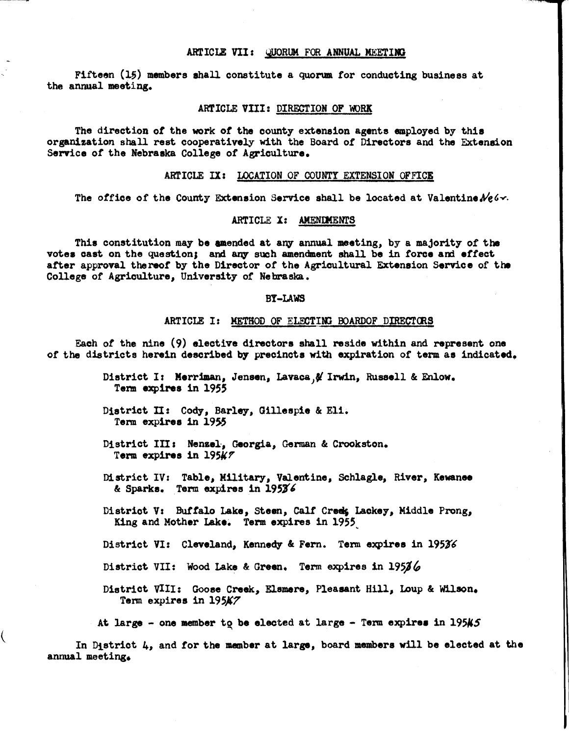ARTICLE VII: QUORUM FOR ANNUAL MEETING

Fifteen (15) members shall constitute a quorum for conducting business at the annual meeting.

ARTICLE VIII: DIRECTION OF WORK

The direction of the work of the county extension agents employed by this organization shall rest cooperatively with the Board of Directors and the Extension Service of the Nebraska College of Agriculture.

ARTICLE IX: LOCATION OF COUNTY EXTENSION OFFICE

The office of the County Extension Service shall be located at Valentine Nebr.

ARTICLE X: AMENDMENTS

This constitution may be amended at any annual meeting, by a majority of the votes cast on the question; and any such amendment shall be in force and effect after approval thereof by the Director of the Agricultural Extension Service of the College of Agriculture, University of Nebraska.

BY-LAWS

ARTICLE I: METHOD OF ELECTING BOARDOF DIRECTORS

Each of the nine (9) elective directors shall reside within and represent one of the districts herein described by precincts with expiration of term as indicated.

District I: Merriman, Jensen, Lavaca, Irwin, Russell & Enlow. Term expires in 1955

District II: Cody, Barley, Gillespie & Eli. Term expires in 1955

District III: Nenzel, Georgia, German & Crookston. Term expires in 1957

District IV: Table, Military, Valentine, Schlagle, River, Kewanee & Sparks. Term expires in 1956

District V: Buffalo Lake, Steen, Calf Creek Lackey, Middle Prong, King and Mother Lake. Term expires in 1955

District VI: Cleveland, Kennedy & Fern. Term expires in 1956

District VII: Wood Lake & Green. Term expires in 1956

District VIII: Goose Creek, Elsmere, Pleasant Hill, Loup & Wilson. Term expires in 1957

At large - one member to be elected at large - Term expires in 1955

In District 4, and for the member at large, board members will be elected at the annual meeting.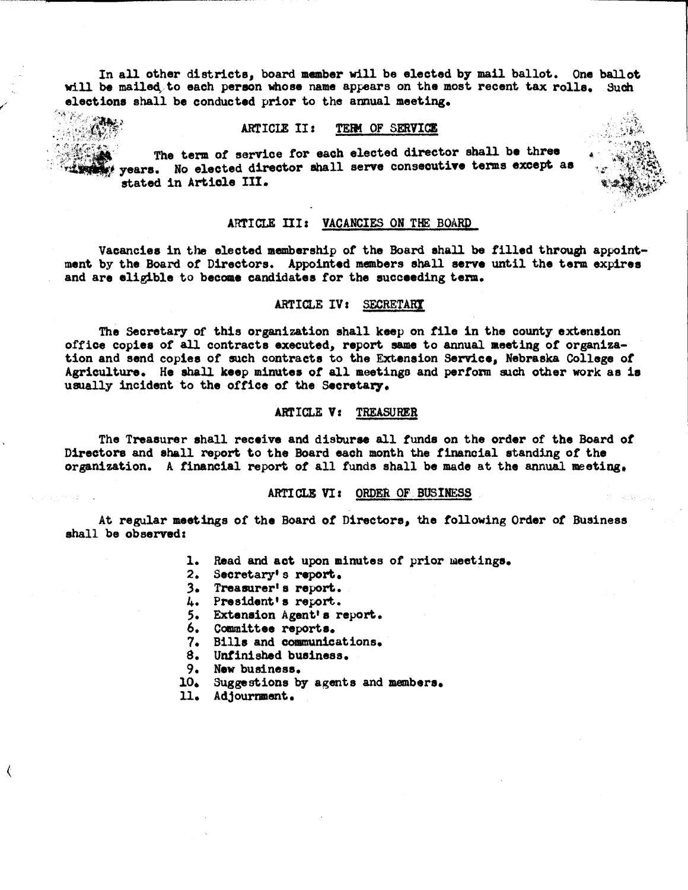In all other districts, board member will be elected by mail ballot. One ballot will be mailed to each person whose name appears on the most recent tax rolls. Such elections shall be conducted prior to the annual meeting.

## ARTICLE II: TERM OF SERVICE

The term of service for each elected director shall be three years. No elected director shall serve consecutive terms except as stated in Article III.

## ARTICLE III: VACANCIES ON THE BOARD

Vacancies in the elected membership of the Board shall be filled through appointment by the Board of Directors. Appointed members shall serve until the term expires and are eligible to become candidates for the succeeding term.

## ARTICLE IV: SECRETARY

The Secretary of this organization shall keep on file in the county extension office copies of all contracts executed, report same to annual meeting of organization and send copies of such contracts to the Extension Service, Nebraska College of Agriculture. He shall keep minutes of all meetings and perform such other work as is usually incident to the office of the Secretary.

## ARTICLE V: TREASURER

The Treasurer shall receive and disburse all funds on the order of the Board of Directors and shall report to the Board each month the financial standing of the organization. A financial report of all funds shall be made at the annual meeting.

## ARTICLE VI: ORDER OF BUSINESS

At regular meetings of the Board of Directors, the following Order of Business shall be observed:

1. Read and act upon minutes of prior meetings.
2. Secretary's report.
3. Treasurer's report.
4. President's report.
5. Extension Agent's report.
6. Committee reports.
7. Bills and communications.
8. Unfinished business.
9. New business.
10. Suggestions by agents and members.
11. Adjournment.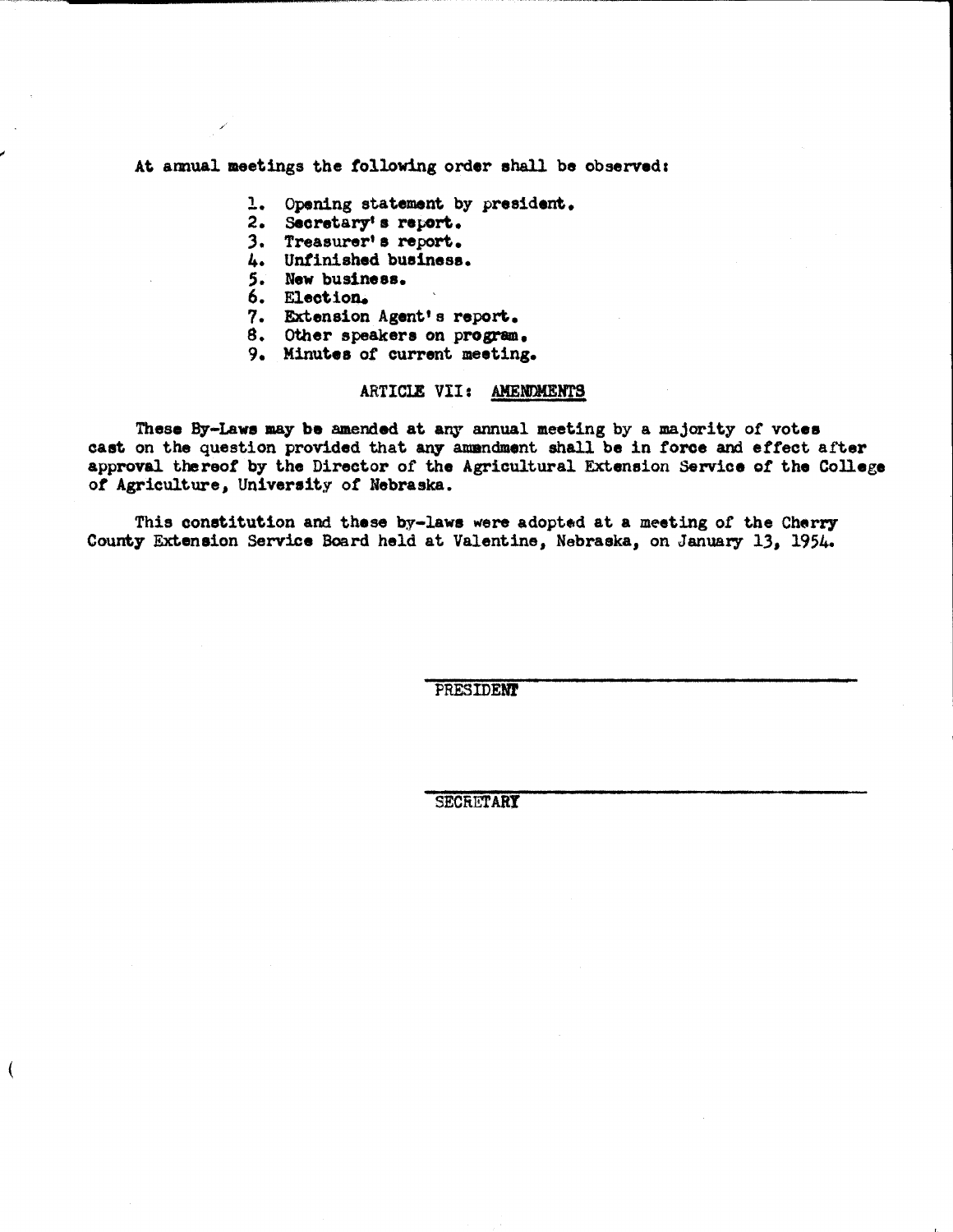At annual meetings the following order shall be observed:

1. Opening statement by president.
2. Secretary's report.
3. Treasurer's report.
4. Unfinished business.
5. New business.
6. Election.
7. Extension Agent's report.
8. Other speakers on program.
9. Minutes of current meeting.

## ARTICLE VII: AMENDMENTS

These By-Laws may be amended at any annual meeting by a majority of votes cast on the question provided that any ammendment shall be in force and effect after approval thereof by the Director of the Agricultural Extension Service of the College of Agriculture, University of Nebraska.

This constitution and these by-laws were adopted at a meeting of the Cherry County Extension Service Board held at Valentine, Nebraska, on January 13, 1954.

PRESIDENT

SECRETARY